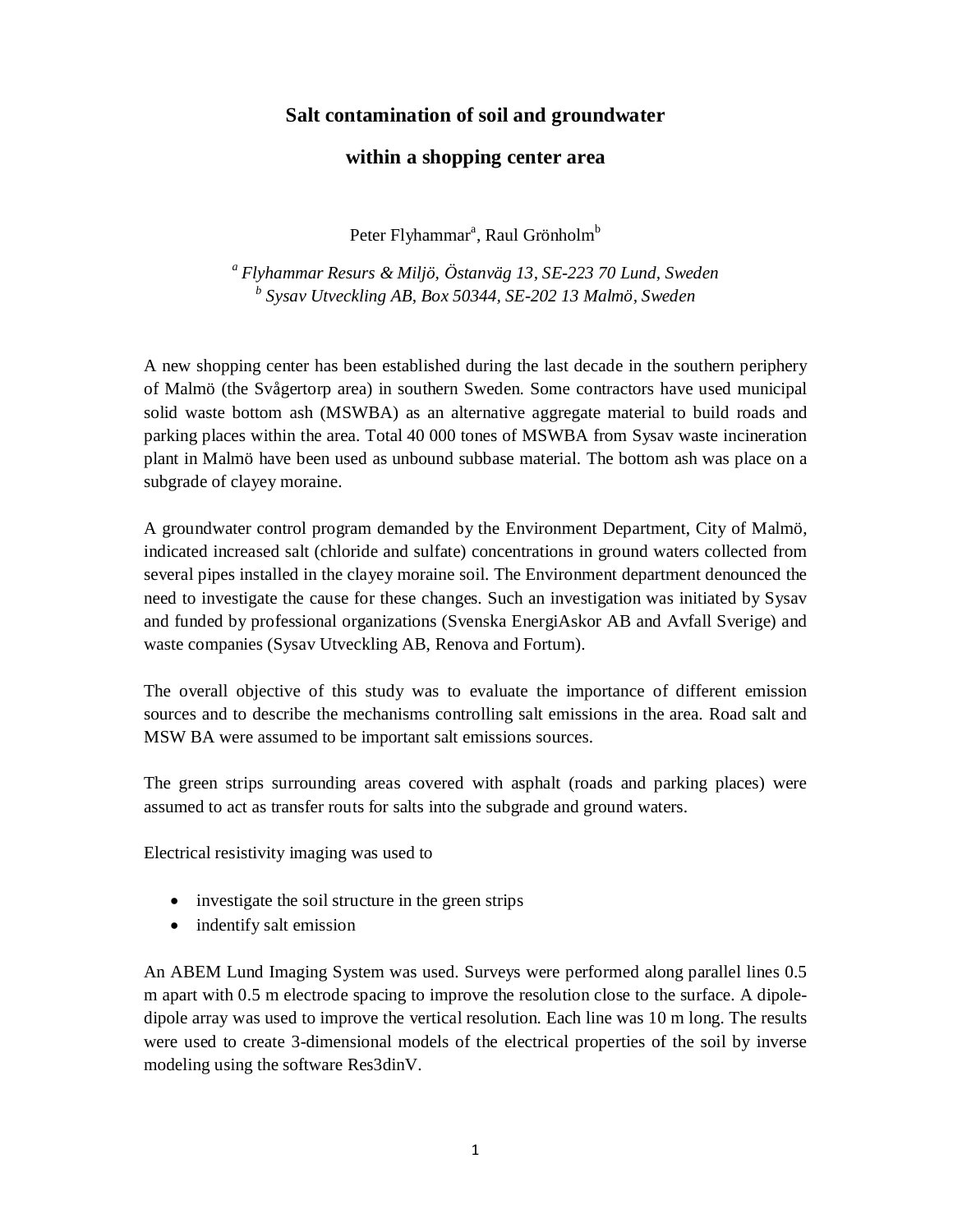# Salt contamination of soil and groundwater within a shopping center area

Peter Flyhammar[a], Raul Grönholm[b]

*[a] Flyhammar Resurs & Miljö, Östanväg 13, SE-223 70 Lund, Sweden*
*[b] Sysav Utveckling AB, Box 50344, SE-202 13 Malmö, Sweden*

A new shopping center has been established during the last decade in the southern periphery of Malmö (the Svågertorp area) in southern Sweden. Some contractors have used municipal solid waste bottom ash (MSWBA) as an alternative aggregate material to build roads and parking places within the area. Total 40 000 tones of MSWBA from Sysav waste incineration plant in Malmö have been used as unbound subbase material. The bottom ash was place on a subgrade of clayey moraine.

A groundwater control program demanded by the Environment Department, City of Malmö, indicated increased salt (chloride and sulfate) concentrations in ground waters collected from several pipes installed in the clayey moraine soil. The Environment department denounced the need to investigate the cause for these changes. Such an investigation was initiated by Sysav and funded by professional organizations (Svenska EnergiAskor AB and Avfall Sverige) and waste companies (Sysav Utveckling AB, Renova and Fortum).

The overall objective of this study was to evaluate the importance of different emission sources and to describe the mechanisms controlling salt emissions in the area. Road salt and MSW BA were assumed to be important salt emissions sources.

The green strips surrounding areas covered with asphalt (roads and parking places) were assumed to act as transfer routs for salts into the subgrade and ground waters.

Electrical resistivity imaging was used to

- investigate the soil structure in the green strips
- indentify salt emission

An ABEM Lund Imaging System was used. Surveys were performed along parallel lines 0.5 m apart with 0.5 m electrode spacing to improve the resolution close to the surface. A dipole-dipole array was used to improve the vertical resolution. Each line was 10 m long. The results were used to create 3-dimensional models of the electrical properties of the soil by inverse modeling using the software Res3dinV.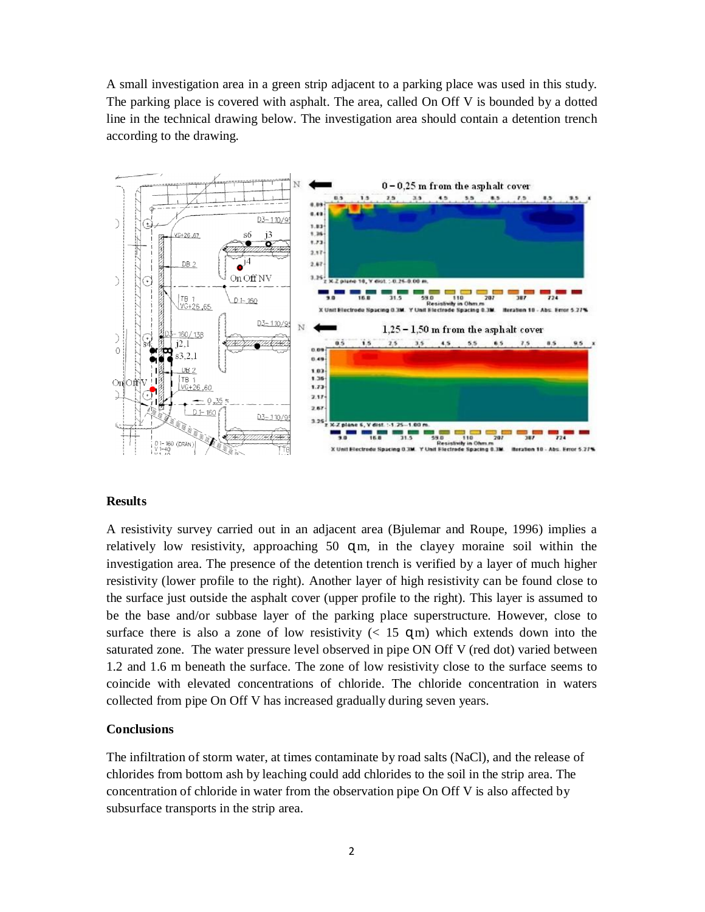A small investigation area in a green strip adjacent to a parking place was used in this study. The parking place is covered with asphalt. The area, called On Off V is bounded by a dotted line in the technical drawing below. The investigation area should contain a detention trench according to the drawing.

0 – 0,25 m from the asphalt cover

1,25 – 1,50 m from the asphalt cover

## Results

A resistivity survey carried out in an adjacent area (Bjulemar and Roupe, 1996) implies a relatively low resistivity, approaching 50 $\Omega$m, in the clayey moraine soil within the investigation area. The presence of the detention trench is verified by a layer of much higher resistivity (lower profile to the right). Another layer of high resistivity can be found close to the surface just outside the asphalt cover (upper profile to the right). This layer is assumed to be the base and/or subbase layer of the parking place superstructure. However, close to surface there is also a zone of low resistivity (< 15 $\Omega$m) which extends down into the saturated zone. The water pressure level observed in pipe ON Off V (red dot) varied between 1.2 and 1.6 m beneath the surface. The zone of low resistivity close to the surface seems to coincide with elevated concentrations of chloride. The chloride concentration in waters collected from pipe On Off V has increased gradually during seven years.

## Conclusions

The infiltration of storm water, at times contaminate by road salts (NaCl), and the release of chlorides from bottom ash by leaching could add chlorides to the soil in the strip area. The concentration of chloride in water from the observation pipe On Off V is also affected by subsurface transports in the strip area.